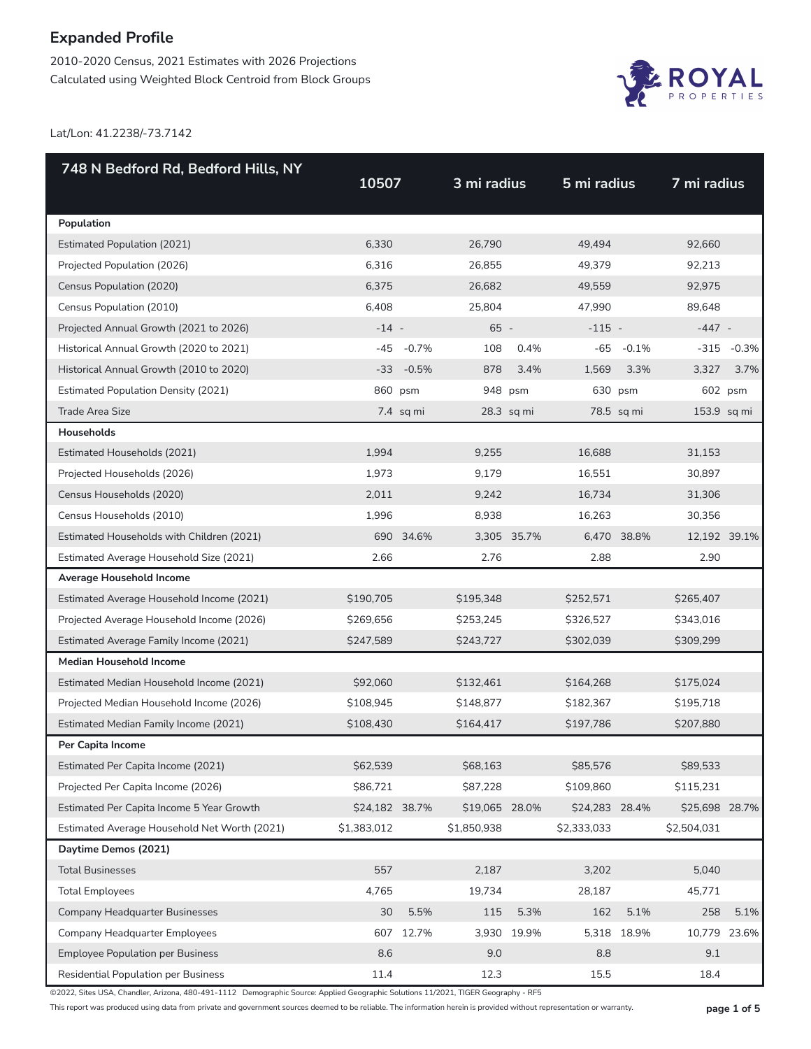# Expanded Profile

2010-2020 Census, 2021 Estimates with 2026 Projections
Calculated using Weighted Block Centroid from Block Groups

Lat/Lon: 41.2238/-73.7142

| 748 N Bedford Rd, Bedford Hills, NY | 10507 | | 3 mi radius | | 5 mi radius | | 7 mi radius | |
|---|---|---|---|---|---|---|---|---|
| **Population** | | | | | | | | |
| Estimated Population (2021) | 6,330 | | 26,790 | | 49,494 | | 92,660 | |
| Projected Population (2026) | 6,316 | | 26,855 | | 49,379 | | 92,213 | |
| Census Population (2020) | 6,375 | | 26,682 | | 49,559 | | 92,975 | |
| Census Population (2010) | 6,408 | | 25,804 | | 47,990 | | 89,648 | |
| Projected Annual Growth (2021 to 2026) | -14 | - | 65 | - | -115 | - | -447 | - |
| Historical Annual Growth (2020 to 2021) | -45 | -0.7% | 108 | 0.4% | -65 | -0.1% | -315 | -0.3% |
| Historical Annual Growth (2010 to 2020) | -33 | -0.5% | 878 | 3.4% | 1,569 | 3.3% | 3,327 | 3.7% |
| Estimated Population Density (2021) | 860 | psm | 948 | psm | 630 | psm | 602 | psm |
| Trade Area Size | 7.4 | sq mi | 28.3 | sq mi | 78.5 | sq mi | 153.9 | sq mi |
| **Households** | | | | | | | | |
| Estimated Households (2021) | 1,994 | | 9,255 | | 16,688 | | 31,153 | |
| Projected Households (2026) | 1,973 | | 9,179 | | 16,551 | | 30,897 | |
| Census Households (2020) | 2,011 | | 9,242 | | 16,734 | | 31,306 | |
| Census Households (2010) | 1,996 | | 8,938 | | 16,263 | | 30,356 | |
| Estimated Households with Children (2021) | 690 | 34.6% | 3,305 | 35.7% | 6,470 | 38.8% | 12,192 | 39.1% |
| Estimated Average Household Size (2021) | 2.66 | | 2.76 | | 2.88 | | 2.90 | |
| **Average Household Income** | | | | | | | | |
| Estimated Average Household Income (2021) | $190,705 | | $195,348 | | $252,571 | | $265,407 | |
| Projected Average Household Income (2026) | $269,656 | | $253,245 | | $326,527 | | $343,016 | |
| Estimated Average Family Income (2021) | $247,589 | | $243,727 | | $302,039 | | $309,299 | |
| **Median Household Income** | | | | | | | | |
| Estimated Median Household Income (2021) | $92,060 | | $132,461 | | $164,268 | | $175,024 | |
| Projected Median Household Income (2026) | $108,945 | | $148,877 | | $182,367 | | $195,718 | |
| Estimated Median Family Income (2021) | $108,430 | | $164,417 | | $197,786 | | $207,880 | |
| **Per Capita Income** | | | | | | | | |
| Estimated Per Capita Income (2021) | $62,539 | | $68,163 | | $85,576 | | $89,533 | |
| Projected Per Capita Income (2026) | $86,721 | | $87,228 | | $109,860 | | $115,231 | |
| Estimated Per Capita Income 5 Year Growth | $24,182 | 38.7% | $19,065 | 28.0% | $24,283 | 28.4% | $25,698 | 28.7% |
| Estimated Average Household Net Worth (2021) | $1,383,012 | | $1,850,938 | | $2,333,033 | | $2,504,031 | |
| **Daytime Demos (2021)** | | | | | | | | |
| Total Businesses | 557 | | 2,187 | | 3,202 | | 5,040 | |
| Total Employees | 4,765 | | 19,734 | | 28,187 | | 45,771 | |
| Company Headquarter Businesses | 30 | 5.5% | 115 | 5.3% | 162 | 5.1% | 258 | 5.1% |
| Company Headquarter Employees | 607 | 12.7% | 3,930 | 19.9% | 5,318 | 18.9% | 10,779 | 23.6% |
| Employee Population per Business | 8.6 | | 9.0 | | 8.8 | | 9.1 | |
| Residential Population per Business | 11.4 | | 12.3 | | 15.5 | | 18.4 | |

©2022, Sites USA, Chandler, Arizona, 480-491-1112 Demographic Source: Applied Geographic Solutions 11/2021, TIGER Geography - RF5

This report was produced using data from private and government sources deemed to be reliable. The information herein is provided without representation or warranty.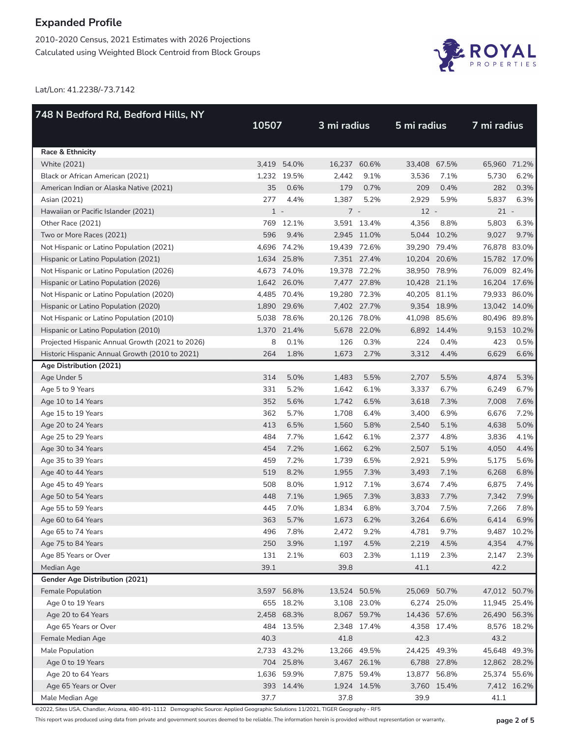# Expanded Profile

2010-2020 Census, 2021 Estimates with 2026 Projections

Calculated using Weighted Block Centroid from Block Groups

Lat/Lon: 41.2238/-73.7142

| 748 N Bedford Rd, Bedford Hills, NY | 10507 | | 3 mi radius | | 5 mi radius | | 7 mi radius | |
|---|---|---|---|---|---|---|---|---|
| **Race & Ethnicity** | | | | | | | | |
| White (2021) | 3,419 | 54.0% | 16,237 | 60.6% | 33,408 | 67.5% | 65,960 | 71.2% |
| Black or African American (2021) | 1,232 | 19.5% | 2,442 | 9.1% | 3,536 | 7.1% | 5,730 | 6.2% |
| American Indian or Alaska Native (2021) | 35 | 0.6% | 179 | 0.7% | 209 | 0.4% | 282 | 0.3% |
| Asian (2021) | 277 | 4.4% | 1,387 | 5.2% | 2,929 | 5.9% | 5,837 | 6.3% |
| Hawaiian or Pacific Islander (2021) | 1 | - | 7 | - | 12 | - | 21 | - |
| Other Race (2021) | 769 | 12.1% | 3,591 | 13.4% | 4,356 | 8.8% | 5,803 | 6.3% |
| Two or More Races (2021) | 596 | 9.4% | 2,945 | 11.0% | 5,044 | 10.2% | 9,027 | 9.7% |
| Not Hispanic or Latino Population (2021) | 4,696 | 74.2% | 19,439 | 72.6% | 39,290 | 79.4% | 76,878 | 83.0% |
| Hispanic or Latino Population (2021) | 1,634 | 25.8% | 7,351 | 27.4% | 10,204 | 20.6% | 15,782 | 17.0% |
| Not Hispanic or Latino Population (2026) | 4,673 | 74.0% | 19,378 | 72.2% | 38,950 | 78.9% | 76,009 | 82.4% |
| Hispanic or Latino Population (2026) | 1,642 | 26.0% | 7,477 | 27.8% | 10,428 | 21.1% | 16,204 | 17.6% |
| Not Hispanic or Latino Population (2020) | 4,485 | 70.4% | 19,280 | 72.3% | 40,205 | 81.1% | 79,933 | 86.0% |
| Hispanic or Latino Population (2020) | 1,890 | 29.6% | 7,402 | 27.7% | 9,354 | 18.9% | 13,042 | 14.0% |
| Not Hispanic or Latino Population (2010) | 5,038 | 78.6% | 20,126 | 78.0% | 41,098 | 85.6% | 80,496 | 89.8% |
| Hispanic or Latino Population (2010) | 1,370 | 21.4% | 5,678 | 22.0% | 6,892 | 14.4% | 9,153 | 10.2% |
| Projected Hispanic Annual Growth (2021 to 2026) | 8 | 0.1% | 126 | 0.3% | 224 | 0.4% | 423 | 0.5% |
| Historic Hispanic Annual Growth (2010 to 2021) | 264 | 1.8% | 1,673 | 2.7% | 3,312 | 4.4% | 6,629 | 6.6% |
| **Age Distribution (2021)** | | | | | | | | |
| Age Under 5 | 314 | 5.0% | 1,483 | 5.5% | 2,707 | 5.5% | 4,874 | 5.3% |
| Age 5 to 9 Years | 331 | 5.2% | 1,642 | 6.1% | 3,337 | 6.7% | 6,249 | 6.7% |
| Age 10 to 14 Years | 352 | 5.6% | 1,742 | 6.5% | 3,618 | 7.3% | 7,008 | 7.6% |
| Age 15 to 19 Years | 362 | 5.7% | 1,708 | 6.4% | 3,400 | 6.9% | 6,676 | 7.2% |
| Age 20 to 24 Years | 413 | 6.5% | 1,560 | 5.8% | 2,540 | 5.1% | 4,638 | 5.0% |
| Age 25 to 29 Years | 484 | 7.7% | 1,642 | 6.1% | 2,377 | 4.8% | 3,836 | 4.1% |
| Age 30 to 34 Years | 454 | 7.2% | 1,662 | 6.2% | 2,507 | 5.1% | 4,050 | 4.4% |
| Age 35 to 39 Years | 459 | 7.2% | 1,739 | 6.5% | 2,921 | 5.9% | 5,175 | 5.6% |
| Age 40 to 44 Years | 519 | 8.2% | 1,955 | 7.3% | 3,493 | 7.1% | 6,268 | 6.8% |
| Age 45 to 49 Years | 508 | 8.0% | 1,912 | 7.1% | 3,674 | 7.4% | 6,875 | 7.4% |
| Age 50 to 54 Years | 448 | 7.1% | 1,965 | 7.3% | 3,833 | 7.7% | 7,342 | 7.9% |
| Age 55 to 59 Years | 445 | 7.0% | 1,834 | 6.8% | 3,704 | 7.5% | 7,266 | 7.8% |
| Age 60 to 64 Years | 363 | 5.7% | 1,673 | 6.2% | 3,264 | 6.6% | 6,414 | 6.9% |
| Age 65 to 74 Years | 496 | 7.8% | 2,472 | 9.2% | 4,781 | 9.7% | 9,487 | 10.2% |
| Age 75 to 84 Years | 250 | 3.9% | 1,197 | 4.5% | 2,219 | 4.5% | 4,354 | 4.7% |
| Age 85 Years or Over | 131 | 2.1% | 603 | 2.3% | 1,119 | 2.3% | 2,147 | 2.3% |
| Median Age | 39.1 | | 39.8 | | 41.1 | | 42.2 | |
| **Gender Age Distribution (2021)** | | | | | | | | |
| Female Population | 3,597 | 56.8% | 13,524 | 50.5% | 25,069 | 50.7% | 47,012 | 50.7% |
| Age 0 to 19 Years | 655 | 18.2% | 3,108 | 23.0% | 6,274 | 25.0% | 11,945 | 25.4% |
| Age 20 to 64 Years | 2,458 | 68.3% | 8,067 | 59.7% | 14,436 | 57.6% | 26,490 | 56.3% |
| Age 65 Years or Over | 484 | 13.5% | 2,348 | 17.4% | 4,358 | 17.4% | 8,576 | 18.2% |
| Female Median Age | 40.3 | | 41.8 | | 42.3 | | 43.2 | |
| Male Population | 2,733 | 43.2% | 13,266 | 49.5% | 24,425 | 49.3% | 45,648 | 49.3% |
| Age 0 to 19 Years | 704 | 25.8% | 3,467 | 26.1% | 6,788 | 27.8% | 12,862 | 28.2% |
| Age 20 to 64 Years | 1,636 | 59.9% | 7,875 | 59.4% | 13,877 | 56.8% | 25,374 | 55.6% |
| Age 65 Years or Over | 393 | 14.4% | 1,924 | 14.5% | 3,760 | 15.4% | 7,412 | 16.2% |
| Male Median Age | 37.7 | | 37.8 | | 39.9 | | 41.1 | |

©2022, Sites USA, Chandler, Arizona, 480-491-1112 Demographic Source: Applied Geographic Solutions 11/2021, TIGER Geography - RF5

This report was produced using data from private and government sources deemed to be reliable. The information herein is provided without representation or warranty.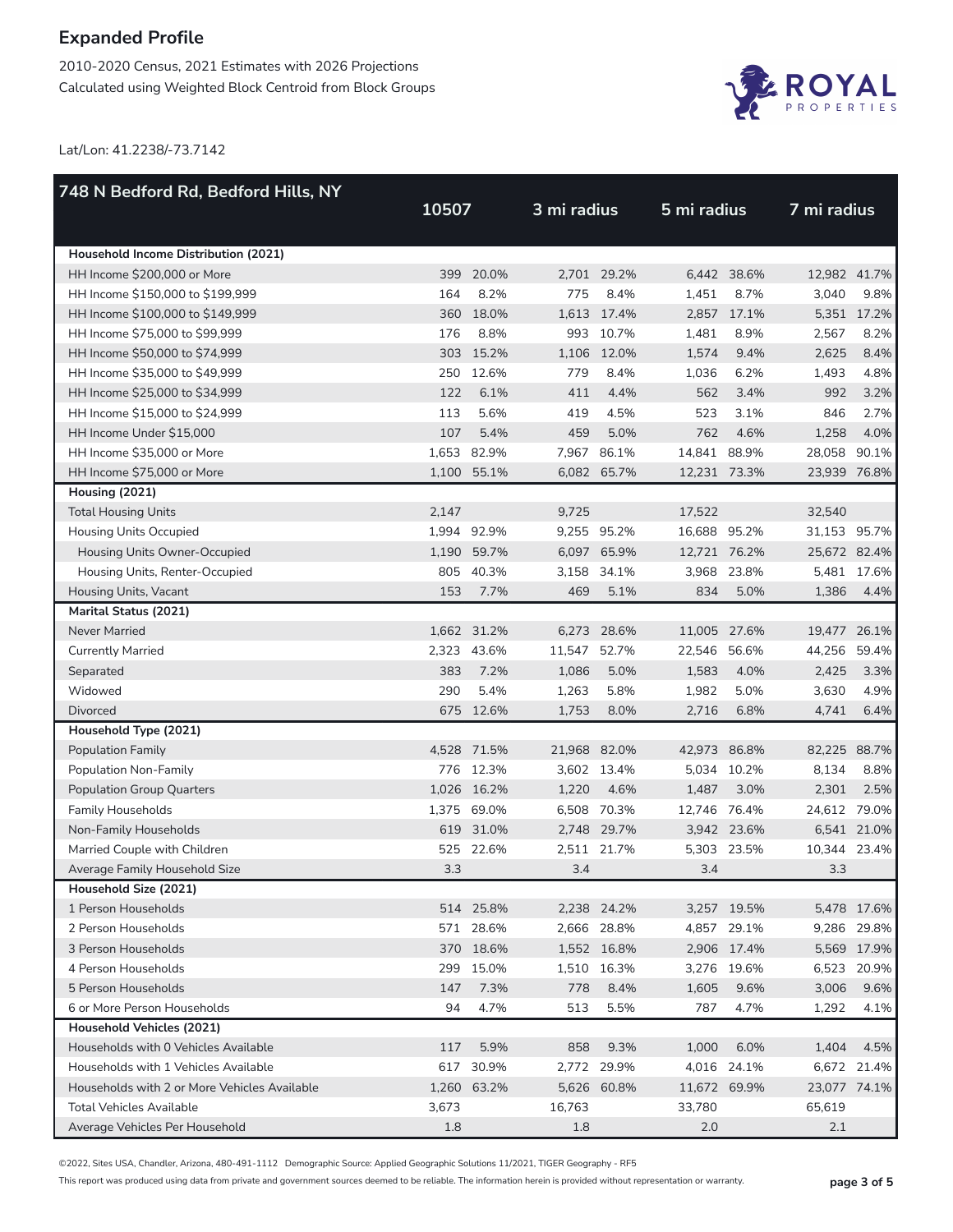# Expanded Profile

2010-2020 Census, 2021 Estimates with 2026 Projections
Calculated using Weighted Block Centroid from Block Groups

Lat/Lon: 41.2238/-73.7142

| 748 N Bedford Rd, Bedford Hills, NY | 10507 | | 3 mi radius | | 5 mi radius | | 7 mi radius | |
|---|---|---|---|---|---|---|---|---|
| **Household Income Distribution (2021)** | | | | | | | | |
| HH Income $200,000 or More | 399 | 20.0% | 2,701 | 29.2% | 6,442 | 38.6% | 12,982 | 41.7% |
| HH Income $150,000 to $199,999 | 164 | 8.2% | 775 | 8.4% | 1,451 | 8.7% | 3,040 | 9.8% |
| HH Income $100,000 to $149,999 | 360 | 18.0% | 1,613 | 17.4% | 2,857 | 17.1% | 5,351 | 17.2% |
| HH Income $75,000 to $99,999 | 176 | 8.8% | 993 | 10.7% | 1,481 | 8.9% | 2,567 | 8.2% |
| HH Income $50,000 to $74,999 | 303 | 15.2% | 1,106 | 12.0% | 1,574 | 9.4% | 2,625 | 8.4% |
| HH Income $35,000 to $49,999 | 250 | 12.6% | 779 | 8.4% | 1,036 | 6.2% | 1,493 | 4.8% |
| HH Income $25,000 to $34,999 | 122 | 6.1% | 411 | 4.4% | 562 | 3.4% | 992 | 3.2% |
| HH Income $15,000 to $24,999 | 113 | 5.6% | 419 | 4.5% | 523 | 3.1% | 846 | 2.7% |
| HH Income Under $15,000 | 107 | 5.4% | 459 | 5.0% | 762 | 4.6% | 1,258 | 4.0% |
| HH Income $35,000 or More | 1,653 | 82.9% | 7,967 | 86.1% | 14,841 | 88.9% | 28,058 | 90.1% |
| HH Income $75,000 or More | 1,100 | 55.1% | 6,082 | 65.7% | 12,231 | 73.3% | 23,939 | 76.8% |
| **Housing (2021)** | | | | | | | | |
| Total Housing Units | 2,147 | | 9,725 | | 17,522 | | 32,540 | |
| Housing Units Occupied | 1,994 | 92.9% | 9,255 | 95.2% | 16,688 | 95.2% | 31,153 | 95.7% |
| Housing Units Owner-Occupied | 1,190 | 59.7% | 6,097 | 65.9% | 12,721 | 76.2% | 25,672 | 82.4% |
| Housing Units, Renter-Occupied | 805 | 40.3% | 3,158 | 34.1% | 3,968 | 23.8% | 5,481 | 17.6% |
| Housing Units, Vacant | 153 | 7.7% | 469 | 5.1% | 834 | 5.0% | 1,386 | 4.4% |
| **Marital Status (2021)** | | | | | | | | |
| Never Married | 1,662 | 31.2% | 6,273 | 28.6% | 11,005 | 27.6% | 19,477 | 26.1% |
| Currently Married | 2,323 | 43.6% | 11,547 | 52.7% | 22,546 | 56.6% | 44,256 | 59.4% |
| Separated | 383 | 7.2% | 1,086 | 5.0% | 1,583 | 4.0% | 2,425 | 3.3% |
| Widowed | 290 | 5.4% | 1,263 | 5.8% | 1,982 | 5.0% | 3,630 | 4.9% |
| Divorced | 675 | 12.6% | 1,753 | 8.0% | 2,716 | 6.8% | 4,741 | 6.4% |
| **Household Type (2021)** | | | | | | | | |
| Population Family | 4,528 | 71.5% | 21,968 | 82.0% | 42,973 | 86.8% | 82,225 | 88.7% |
| Population Non-Family | 776 | 12.3% | 3,602 | 13.4% | 5,034 | 10.2% | 8,134 | 8.8% |
| Population Group Quarters | 1,026 | 16.2% | 1,220 | 4.6% | 1,487 | 3.0% | 2,301 | 2.5% |
| Family Households | 1,375 | 69.0% | 6,508 | 70.3% | 12,746 | 76.4% | 24,612 | 79.0% |
| Non-Family Households | 619 | 31.0% | 2,748 | 29.7% | 3,942 | 23.6% | 6,541 | 21.0% |
| Married Couple with Children | 525 | 22.6% | 2,511 | 21.7% | 5,303 | 23.5% | 10,344 | 23.4% |
| Average Family Household Size | 3.3 | | 3.4 | | 3.4 | | 3.3 | |
| **Household Size (2021)** | | | | | | | | |
| 1 Person Households | 514 | 25.8% | 2,238 | 24.2% | 3,257 | 19.5% | 5,478 | 17.6% |
| 2 Person Households | 571 | 28.6% | 2,666 | 28.8% | 4,857 | 29.1% | 9,286 | 29.8% |
| 3 Person Households | 370 | 18.6% | 1,552 | 16.8% | 2,906 | 17.4% | 5,569 | 17.9% |
| 4 Person Households | 299 | 15.0% | 1,510 | 16.3% | 3,276 | 19.6% | 6,523 | 20.9% |
| 5 Person Households | 147 | 7.3% | 778 | 8.4% | 1,605 | 9.6% | 3,006 | 9.6% |
| 6 or More Person Households | 94 | 4.7% | 513 | 5.5% | 787 | 4.7% | 1,292 | 4.1% |
| **Household Vehicles (2021)** | | | | | | | | |
| Households with 0 Vehicles Available | 117 | 5.9% | 858 | 9.3% | 1,000 | 6.0% | 1,404 | 4.5% |
| Households with 1 Vehicles Available | 617 | 30.9% | 2,772 | 29.9% | 4,016 | 24.1% | 6,672 | 21.4% |
| Households with 2 or More Vehicles Available | 1,260 | 63.2% | 5,626 | 60.8% | 11,672 | 69.9% | 23,077 | 74.1% |
| Total Vehicles Available | 3,673 | | 16,763 | | 33,780 | | 65,619 | |
| Average Vehicles Per Household | 1.8 | | 1.8 | | 2.0 | | 2.1 | |

©2022, Sites USA, Chandler, Arizona, 480-491-1112 Demographic Source: Applied Geographic Solutions 11/2021, TIGER Geography - RF5

This report was produced using data from private and government sources deemed to be reliable. The information herein is provided without representation or warranty.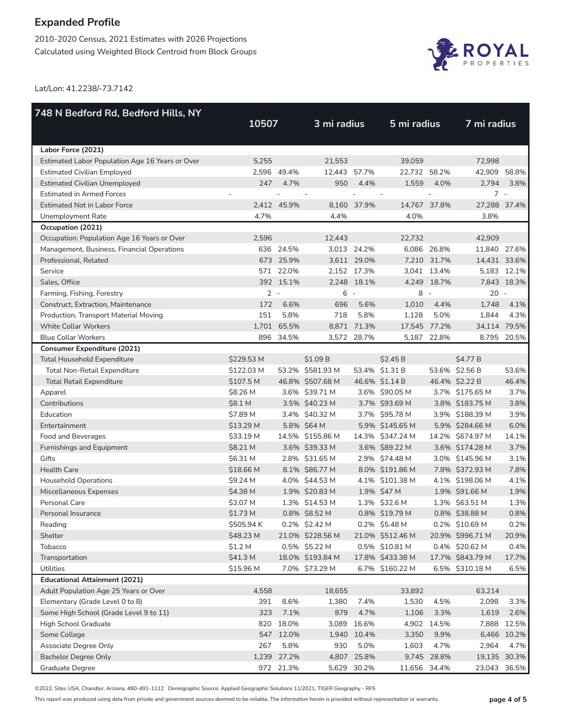# Expanded Profile

2010-2020 Census, 2021 Estimates with 2026 Projections
Calculated using Weighted Block Centroid from Block Groups

Lat/Lon: 41.2238/-73.7142

| 748 N Bedford Rd, Bedford Hills, NY | 10507 | | 3 mi radius | | 5 mi radius | | 7 mi radius | |
|---|---|---|---|---|---|---|---|---|
| **Labor Force (2021)** | | | | | | | | |
| Estimated Labor Population Age 16 Years or Over | 5,255 | | 21,553 | | 39,059 | | 72,998 | |
| Estimated Civilian Employed | 2,596 | 49.4% | 12,443 | 57.7% | 22,732 | 58.2% | 42,909 | 58.8% |
| Estimated Civilian Unemployed | 247 | 4.7% | 950 | 4.4% | 1,559 | 4.0% | 2,794 | 3.8% |
| Estimated in Armed Forces | - | - | - | - | - | - | 7 | - |
| Estimated Not in Labor Force | 2,412 | 45.9% | 8,160 | 37.9% | 14,767 | 37.8% | 27,288 | 37.4% |
| Unemployment Rate | 4.7% | | 4.4% | | 4.0% | | 3.8% | |
| **Occupation (2021)** | | | | | | | | |
| Occupation: Population Age 16 Years or Over | 2,596 | | 12,443 | | 22,732 | | 42,909 | |
| Management, Business, Financial Operations | 636 | 24.5% | 3,013 | 24.2% | 6,086 | 26.8% | 11,840 | 27.6% |
| Professional, Related | 673 | 25.9% | 3,611 | 29.0% | 7,210 | 31.7% | 14,431 | 33.6% |
| Service | 571 | 22.0% | 2,152 | 17.3% | 3,041 | 13.4% | 5,183 | 12.1% |
| Sales, Office | 392 | 15.1% | 2,248 | 18.1% | 4,249 | 18.7% | 7,843 | 18.3% |
| Farming, Fishing, Forestry | 2 | - | 6 | - | 8 | - | 20 | - |
| Construct, Extraction, Maintenance | 172 | 6.6% | 696 | 5.6% | 1,010 | 4.4% | 1,748 | 4.1% |
| Production, Transport Material Moving | 151 | 5.8% | 718 | 5.8% | 1,128 | 5.0% | 1,844 | 4.3% |
| White Collar Workers | 1,701 | 65.5% | 8,871 | 71.3% | 17,545 | 77.2% | 34,114 | 79.5% |
| Blue Collar Workers | 896 | 34.5% | 3,572 | 28.7% | 5,187 | 22.8% | 8,795 | 20.5% |
| **Consumer Expenditure (2021)** | | | | | | | | |
| Total Household Expenditure | $229.53 M | | $1.09 B | | $2.45 B | | $4.77 B | |
| Total Non-Retail Expenditure | $122.03 M | 53.2% | $581.93 M | 53.4% | $1.31 B | 53.6% | $2.56 B | 53.6% |
| Total Retail Expenditure | $107.5 M | 46.8% | $507.68 M | 46.6% | $1.14 B | 46.4% | $2.22 B | 46.4% |
| Apparel | $8.26 M | 3.6% | $39.71 M | 3.6% | $90.05 M | 3.7% | $175.65 M | 3.7% |
| Contributions | $8.1 M | 3.5% | $40.23 M | 3.7% | $93.69 M | 3.8% | $183.75 M | 3.8% |
| Education | $7.89 M | 3.4% | $40.32 M | 3.7% | $95.78 M | 3.9% | $188.39 M | 3.9% |
| Entertainment | $13.29 M | 5.8% | $64 M | 5.9% | $145.65 M | 5.9% | $284.66 M | 6.0% |
| Food and Beverages | $33.19 M | 14.5% | $155.86 M | 14.3% | $347.24 M | 14.2% | $674.97 M | 14.1% |
| Furnishings and Equipment | $8.21 M | 3.6% | $39.33 M | 3.6% | $89.22 M | 3.6% | $174.28 M | 3.7% |
| Gifts | $6.31 M | 2.8% | $31.65 M | 2.9% | $74.48 M | 3.0% | $145.96 M | 3.1% |
| Health Care | $18.66 M | 8.1% | $86.77 M | 8.0% | $191.86 M | 7.8% | $372.93 M | 7.8% |
| Household Operations | $9.24 M | 4.0% | $44.53 M | 4.1% | $101.38 M | 4.1% | $198.06 M | 4.1% |
| Miscellaneous Expenses | $4.38 M | 1.9% | $20.83 M | 1.9% | $47 M | 1.9% | $91.66 M | 1.9% |
| Personal Care | $3.07 M | 1.3% | $14.53 M | 1.3% | $32.6 M | 1.3% | $63.51 M | 1.3% |
| Personal Insurance | $1.73 M | 0.8% | $8.52 M | 0.8% | $19.79 M | 0.8% | $38.88 M | 0.8% |
| Reading | $505.94 K | 0.2% | $2.42 M | 0.2% | $5.48 M | 0.2% | $10.69 M | 0.2% |
| Shelter | $48.23 M | 21.0% | $228.56 M | 21.0% | $512.46 M | 20.9% | $996.71 M | 20.9% |
| Tobacco | $1.2 M | 0.5% | $5.22 M | 0.5% | $10.81 M | 0.4% | $20.62 M | 0.4% |
| Transportation | $41.3 M | 18.0% | $193.84 M | 17.8% | $433.38 M | 17.7% | $843.79 M | 17.7% |
| Utilities | $15.96 M | 7.0% | $73.29 M | 6.7% | $160.22 M | 6.5% | $310.18 M | 6.5% |
| **Educational Attainment (2021)** | | | | | | | | |
| Adult Population Age 25 Years or Over | 4,558 | | 18,655 | | 33,892 | | 63,214 | |
| Elementary (Grade Level 0 to 8) | 391 | 8.6% | 1,380 | 7.4% | 1,530 | 4.5% | 2,098 | 3.3% |
| Some High School (Grade Level 9 to 11) | 323 | 7.1% | 879 | 4.7% | 1,106 | 3.3% | 1,619 | 2.6% |
| High School Graduate | 820 | 18.0% | 3,089 | 16.6% | 4,902 | 14.5% | 7,888 | 12.5% |
| Some College | 547 | 12.0% | 1,940 | 10.4% | 3,350 | 9.9% | 6,466 | 10.2% |
| Associate Degree Only | 267 | 5.8% | 930 | 5.0% | 1,603 | 4.7% | 2,964 | 4.7% |
| Bachelor Degree Only | 1,239 | 27.2% | 4,807 | 25.8% | 9,745 | 28.8% | 19,135 | 30.3% |
| Graduate Degree | 972 | 21.3% | 5,629 | 30.2% | 11,656 | 34.4% | 23,043 | 36.5% |

©2022, Sites USA, Chandler, Arizona, 480-491-1112 Demographic Source: Applied Geographic Solutions 11/2021, TIGER Geography - RF5

This report was produced using data from private and government sources deemed to be reliable. The information herein is provided without representation or warranty.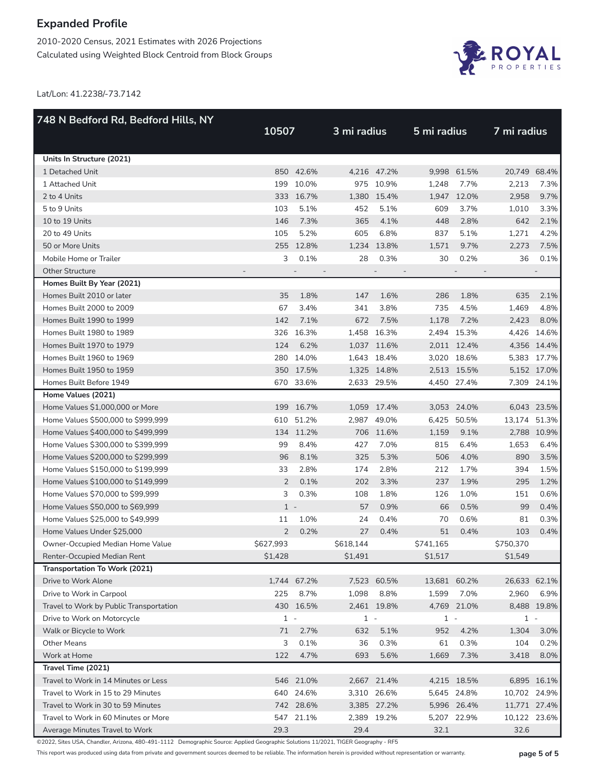## Expanded Profile

2010-2020 Census, 2021 Estimates with 2026 Projections
Calculated using Weighted Block Centroid from Block Groups

Lat/Lon: 41.2238/-73.7142

| 748 N Bedford Rd, Bedford Hills, NY | 10507 | | 3 mi radius | | 5 mi radius | | 7 mi radius | |
|---|---|---|---|---|---|---|---|---|
| **Units In Structure (2021)** | | | | | | | | |
| 1 Detached Unit | 850 | 42.6% | 4,216 | 47.2% | 9,998 | 61.5% | 20,749 | 68.4% |
| 1 Attached Unit | 199 | 10.0% | 975 | 10.9% | 1,248 | 7.7% | 2,213 | 7.3% |
| 2 to 4 Units | 333 | 16.7% | 1,380 | 15.4% | 1,947 | 12.0% | 2,958 | 9.7% |
| 5 to 9 Units | 103 | 5.1% | 452 | 5.1% | 609 | 3.7% | 1,010 | 3.3% |
| 10 to 19 Units | 146 | 7.3% | 365 | 4.1% | 448 | 2.8% | 642 | 2.1% |
| 20 to 49 Units | 105 | 5.2% | 605 | 6.8% | 837 | 5.1% | 1,271 | 4.2% |
| 50 or More Units | 255 | 12.8% | 1,234 | 13.8% | 1,571 | 9.7% | 2,273 | 7.5% |
| Mobile Home or Trailer | 3 | 0.1% | 28 | 0.3% | 30 | 0.2% | 36 | 0.1% |
| Other Structure | - | - | - | - | - | - | - | - |
| **Homes Built By Year (2021)** | | | | | | | | |
| Homes Built 2010 or later | 35 | 1.8% | 147 | 1.6% | 286 | 1.8% | 635 | 2.1% |
| Homes Built 2000 to 2009 | 67 | 3.4% | 341 | 3.8% | 735 | 4.5% | 1,469 | 4.8% |
| Homes Built 1990 to 1999 | 142 | 7.1% | 672 | 7.5% | 1,178 | 7.2% | 2,423 | 8.0% |
| Homes Built 1980 to 1989 | 326 | 16.3% | 1,458 | 16.3% | 2,494 | 15.3% | 4,426 | 14.6% |
| Homes Built 1970 to 1979 | 124 | 6.2% | 1,037 | 11.6% | 2,011 | 12.4% | 4,356 | 14.4% |
| Homes Built 1960 to 1969 | 280 | 14.0% | 1,643 | 18.4% | 3,020 | 18.6% | 5,383 | 17.7% |
| Homes Built 1950 to 1959 | 350 | 17.5% | 1,325 | 14.8% | 2,513 | 15.5% | 5,152 | 17.0% |
| Homes Built Before 1949 | 670 | 33.6% | 2,633 | 29.5% | 4,450 | 27.4% | 7,309 | 24.1% |
| **Home Values (2021)** | | | | | | | | |
| Home Values $1,000,000 or More | 199 | 16.7% | 1,059 | 17.4% | 3,053 | 24.0% | 6,043 | 23.5% |
| Home Values $500,000 to $999,999 | 610 | 51.2% | 2,987 | 49.0% | 6,425 | 50.5% | 13,174 | 51.3% |
| Home Values $400,000 to $499,999 | 134 | 11.2% | 706 | 11.6% | 1,159 | 9.1% | 2,788 | 10.9% |
| Home Values $300,000 to $399,999 | 99 | 8.4% | 427 | 7.0% | 815 | 6.4% | 1,653 | 6.4% |
| Home Values $200,000 to $299,999 | 96 | 8.1% | 325 | 5.3% | 506 | 4.0% | 890 | 3.5% |
| Home Values $150,000 to $199,999 | 33 | 2.8% | 174 | 2.8% | 212 | 1.7% | 394 | 1.5% |
| Home Values $100,000 to $149,999 | 2 | 0.1% | 202 | 3.3% | 237 | 1.9% | 295 | 1.2% |
| Home Values $70,000 to $99,999 | 3 | 0.3% | 108 | 1.8% | 126 | 1.0% | 151 | 0.6% |
| Home Values $50,000 to $69,999 | 1 | - | 57 | 0.9% | 66 | 0.5% | 99 | 0.4% |
| Home Values $25,000 to $49,999 | 11 | 1.0% | 24 | 0.4% | 70 | 0.6% | 81 | 0.3% |
| Home Values Under $25,000 | 2 | 0.2% | 27 | 0.4% | 51 | 0.4% | 103 | 0.4% |
| Owner-Occupied Median Home Value | $627,993 | | $618,144 | | $741,165 | | $750,370 | |
| Renter-Occupied Median Rent | $1,428 | | $1,491 | | $1,517 | | $1,549 | |
| **Transportation To Work (2021)** | | | | | | | | |
| Drive to Work Alone | 1,744 | 67.2% | 7,523 | 60.5% | 13,681 | 60.2% | 26,633 | 62.1% |
| Drive to Work in Carpool | 225 | 8.7% | 1,098 | 8.8% | 1,599 | 7.0% | 2,960 | 6.9% |
| Travel to Work by Public Transportation | 430 | 16.5% | 2,461 | 19.8% | 4,769 | 21.0% | 8,488 | 19.8% |
| Drive to Work on Motorcycle | 1 | - | 1 | - | 1 | - | 1 | - |
| Walk or Bicycle to Work | 71 | 2.7% | 632 | 5.1% | 952 | 4.2% | 1,304 | 3.0% |
| Other Means | 3 | 0.1% | 36 | 0.3% | 61 | 0.3% | 104 | 0.2% |
| Work at Home | 122 | 4.7% | 693 | 5.6% | 1,669 | 7.3% | 3,418 | 8.0% |
| **Travel Time (2021)** | | | | | | | | |
| Travel to Work in 14 Minutes or Less | 546 | 21.0% | 2,667 | 21.4% | 4,215 | 18.5% | 6,895 | 16.1% |
| Travel to Work in 15 to 29 Minutes | 640 | 24.6% | 3,310 | 26.6% | 5,645 | 24.8% | 10,702 | 24.9% |
| Travel to Work in 30 to 59 Minutes | 742 | 28.6% | 3,385 | 27.2% | 5,996 | 26.4% | 11,771 | 27.4% |
| Travel to Work in 60 Minutes or More | 547 | 21.1% | 2,389 | 19.2% | 5,207 | 22.9% | 10,122 | 23.6% |
| Average Minutes Travel to Work | 29.3 | | 29.4 | | 32.1 | | 32.6 | |

©2022, Sites USA, Chandler, Arizona, 480-491-1112 Demographic Source: Applied Geographic Solutions 11/2021, TIGER Geography - RF5

This report was produced using data from private and government sources deemed to be reliable. The information herein is provided without representation or warranty.